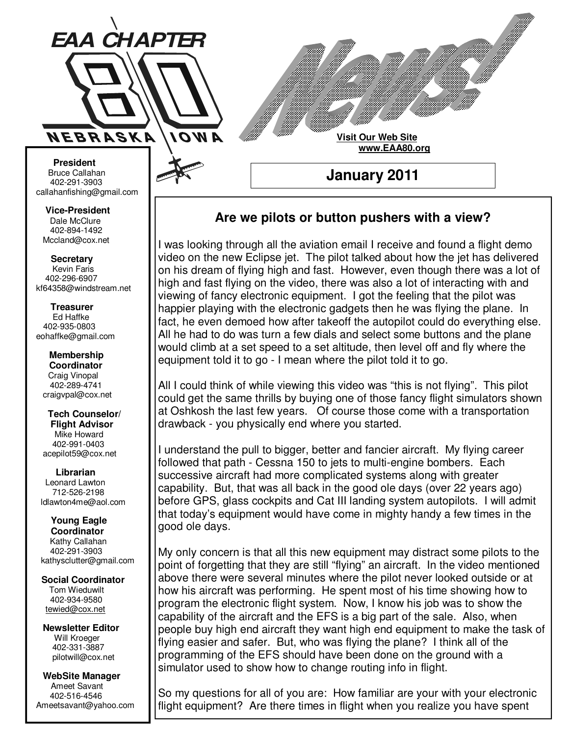# EAA CHAPTER 80 NEBRASKA IOWA

# News!

**Visit Our Web Site**
**www.EAA80.org**

## January 2011

**President**
Bruce Callahan
402-291-3903
callahanfishing@gmail.com

**Vice-President**
Dale McClure
402-894-1492
Mccland@cox.net

**Secretary**
Kevin Faris
402-296-6907
kf64358@windstream.net

**Treasurer**
Ed Haffke
402-935-0803
eohaffke@gmail.com

**Membership Coordinator**
Craig Vinopal
402-289-4741
craigvpal@cox.net

**Tech Counselor/ Flight Advisor**
Mike Howard
402-991-0403
acepilot59@cox.net

**Librarian**
Leonard Lawton
712-526-2198
ldlawton4me@aol.com

**Young Eagle Coordinator**
Kathy Callahan
402-291-3903
kathysclutter@gmail.com

**Social Coordinator**
Tom Wieduwilt
402-934-9580
tewied@cox.net

**Newsletter Editor**
Will Kroeger
402-331-3887
pilotwill@cox.net

**WebSite Manager**
Ameet Savant
402-516-4546
Ameetsavant@yahoo.com

### Are we pilots or button pushers with a view?

I was looking through all the aviation email I receive and found a flight demo video on the new Eclipse jet. The pilot talked about how the jet has delivered on his dream of flying high and fast. However, even though there was a lot of high and fast flying on the video, there was also a lot of interacting with and viewing of fancy electronic equipment. I got the feeling that the pilot was happier playing with the electronic gadgets then he was flying the plane. In fact, he even demoed how after takeoff the autopilot could do everything else. All he had to do was turn a few dials and select some buttons and the plane would climb at a set speed to a set altitude, then level off and fly where the equipment told it to go - I mean where the pilot told it to go.

All I could think of while viewing this video was "this is not flying". This pilot could get the same thrills by buying one of those fancy flight simulators shown at Oshkosh the last few years. Of course those come with a transportation drawback - you physically end where you started.

I understand the pull to bigger, better and fancier aircraft. My flying career followed that path - Cessna 150 to jets to multi-engine bombers. Each successive aircraft had more complicated systems along with greater capability. But, that was all back in the good ole days (over 22 years ago) before GPS, glass cockpits and Cat III landing system autopilots. I will admit that today's equipment would have come in mighty handy a few times in the good ole days.

My only concern is that all this new equipment may distract some pilots to the point of forgetting that they are still "flying" an aircraft. In the video mentioned above there were several minutes where the pilot never looked outside or at how his aircraft was performing. He spent most of his time showing how to program the electronic flight system. Now, I know his job was to show the capability of the aircraft and the EFS is a big part of the sale. Also, when people buy high end aircraft they want high end equipment to make the task of flying easier and safer. But, who was flying the plane? I think all of the programming of the EFS should have been done on the ground with a simulator used to show how to change routing info in flight.

So my questions for all of you are: How familiar are your with your electronic flight equipment? Are there times in flight when you realize you have spent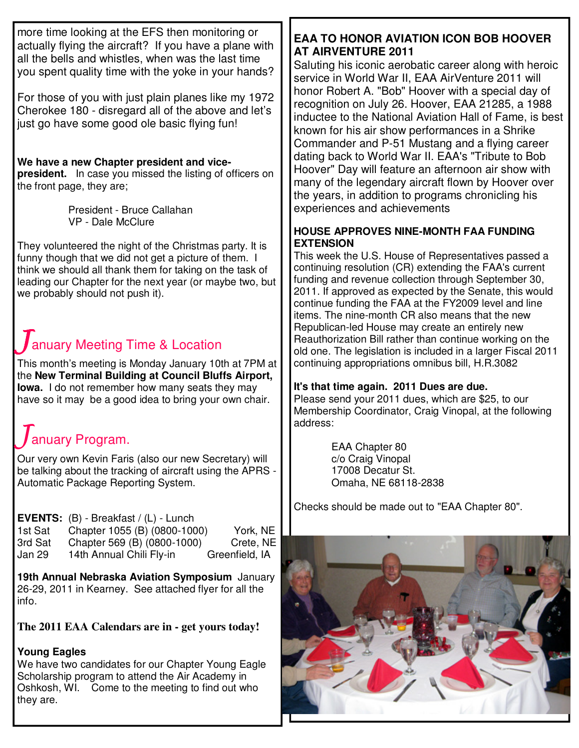more time looking at the EFS then monitoring or actually flying the aircraft? If you have a plane with all the bells and whistles, when was the last time you spent quality time with the yoke in your hands?

For those of you with just plain planes like my 1972 Cherokee 180 - disregard all of the above and let's just go have some good ole basic flying fun!

**We have a new Chapter president and vice-president.** In case you missed the listing of officers on the front page, they are;

President - Bruce Callahan
VP - Dale McClure

They volunteered the night of the Christmas party. It is funny though that we did not get a picture of them. I think we should all thank them for taking on the task of leading our Chapter for the next year (or maybe two, but we probably should not push it).

## January Meeting Time & Location

This month's meeting is Monday January 10th at 7PM at the **New Terminal Building at Council Bluffs Airport, Iowa.** I do not remember how many seats they may have so it may be a good idea to bring your own chair.

## January Program.

Our very own Kevin Faris (also our new Secretary) will be talking about the tracking of aircraft using the APRS - Automatic Package Reporting System.

**EVENTS:** (B) - Breakfast / (L) - Lunch

| | | |
|---|---|---|
| 1st Sat | Chapter 1055 (B) (0800-1000) | York, NE |
| 3rd Sat | Chapter 569 (B) (0800-1000) | Crete, NE |
| Jan 29 | 14th Annual Chili Fly-in | Greenfield, IA |

**19th Annual Nebraska Aviation Symposium** January 26-29, 2011 in Kearney. See attached flyer for all the info.

**The 2011 EAA Calendars are in - get yours today!**

**Young Eagles**
We have two candidates for our Chapter Young Eagle Scholarship program to attend the Air Academy in Oshkosh, WI. Come to the meeting to find out who they are.

### EAA TO HONOR AVIATION ICON BOB HOOVER AT AIRVENTURE 2011

Saluting his iconic aerobatic career along with heroic service in World War II, EAA AirVenture 2011 will honor Robert A. "Bob" Hoover with a special day of recognition on July 26. Hoover, EAA 21285, a 1988 inductee to the National Aviation Hall of Fame, is best known for his air show performances in a Shrike Commander and P-51 Mustang and a flying career dating back to World War II. EAA's "Tribute to Bob Hoover" Day will feature an afternoon air show with many of the legendary aircraft flown by Hoover over the years, in addition to programs chronicling his experiences and achievements

### HOUSE APPROVES NINE-MONTH FAA FUNDING EXTENSION

This week the U.S. House of Representatives passed a continuing resolution (CR) extending the FAA's current funding and revenue collection through September 30, 2011. If approved as expected by the Senate, this would continue funding the FAA at the FY2009 level and line items. The nine-month CR also means that the new Republican-led House may create an entirely new Reauthorization Bill rather than continue working on the old one. The legislation is included in a larger Fiscal 2011 continuing appropriations omnibus bill, H.R.3082

**It's that time again. 2011 Dues are due.**
Please send your 2011 dues, which are $25, to our Membership Coordinator, Craig Vinopal, at the following address:

EAA Chapter 80
c/o Craig Vinopal
17008 Decatur St.
Omaha, NE 68118-2838

Checks should be made out to "EAA Chapter 80".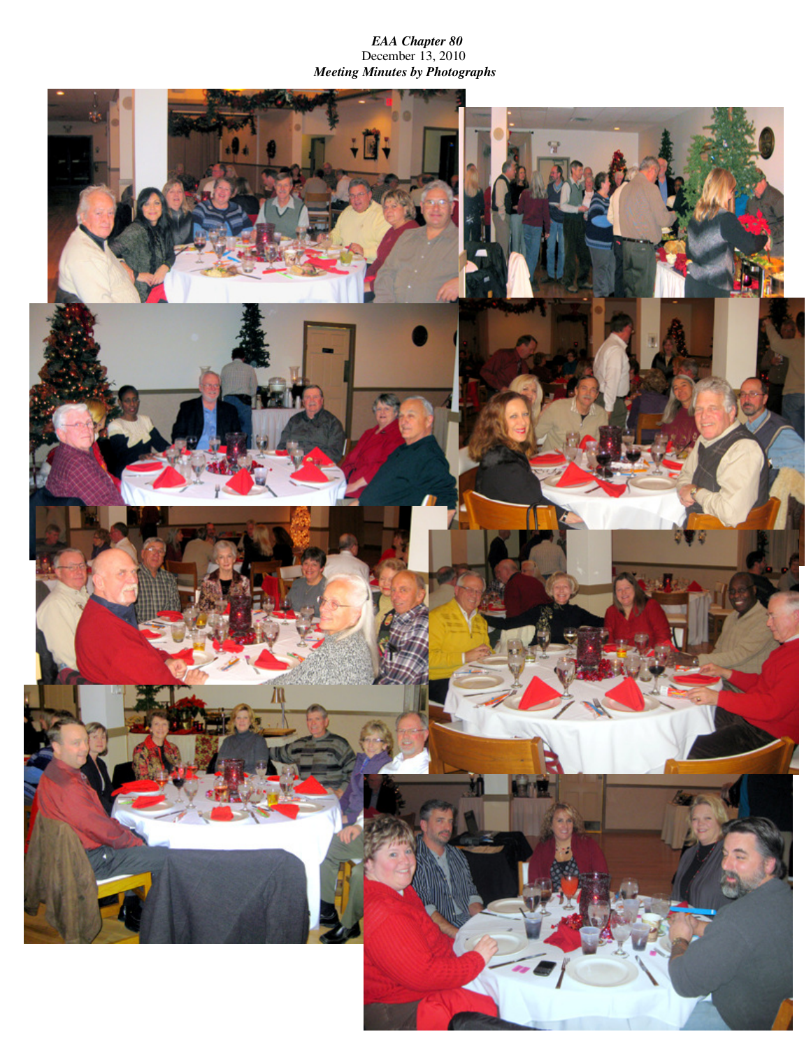*EAA Chapter 80*

December 13, 2010

***Meeting Minutes by Photographs***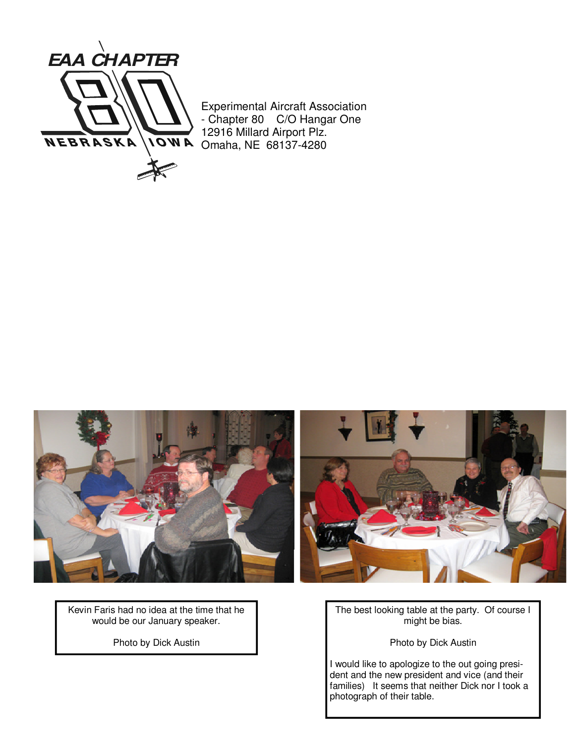EAA CHAPTER 80 NEBRASKA IOWA

Experimental Aircraft Association
- Chapter 80    C/O Hangar One
12916 Millard Airport Plz.
Omaha, NE  68137-4280

Kevin Faris had no idea at the time that he would be our January speaker.

Photo by Dick Austin

The best looking table at the party.  Of course I might be bias.

Photo by Dick Austin

I would like to apologize to the out going president and the new president and vice (and their families)   It seems that neither Dick nor I took a photograph of their table.